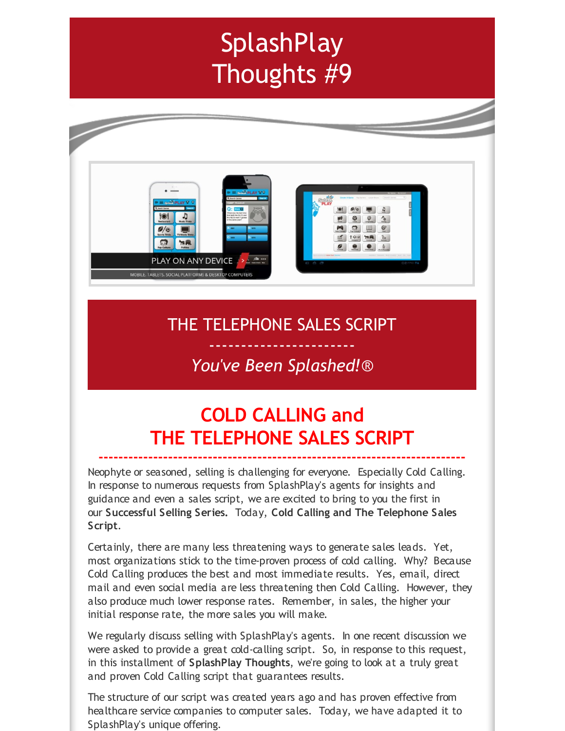# SplashPlay Thoughts #9

## THE TELEPHONE SALES SCRIPT

-----------------------

*You've Been Splashed!®*

## COLD CALLING and THE TELEPHONE SALES SCRIPT

Neophyte or seasoned, selling is challenging for everyone. Especially Cold Calling. In response to numerous requests from SplashPlay's agents for insights and guidance and even a sales script, we are excited to bring to you the first in our **Successful Selling Series.** Today, **Cold Calling and The Telephone Sales Script**.

Certainly, there are many less threatening ways to generate sales leads. Yet, most organizations stick to the time-proven process of cold calling. Why? Because Cold Calling produces the best and most immediate results. Yes, email, direct mail and even social media are less threatening then Cold Calling. However, they also produce much lower response rates. Remember, in sales, the higher your initial response rate, the more sales you will make.

We regularly discuss selling with SplashPlay's agents. In one recent discussion we were asked to provide a great cold-calling script. So, in response to this request, in this installment of **SplashPlay Thoughts**, we're going to look at a truly great and proven Cold Calling script that guarantees results.

The structure of our script was created years ago and has proven effective from healthcare service companies to computer sales. Today, we have adapted it to SplashPlay's unique offering.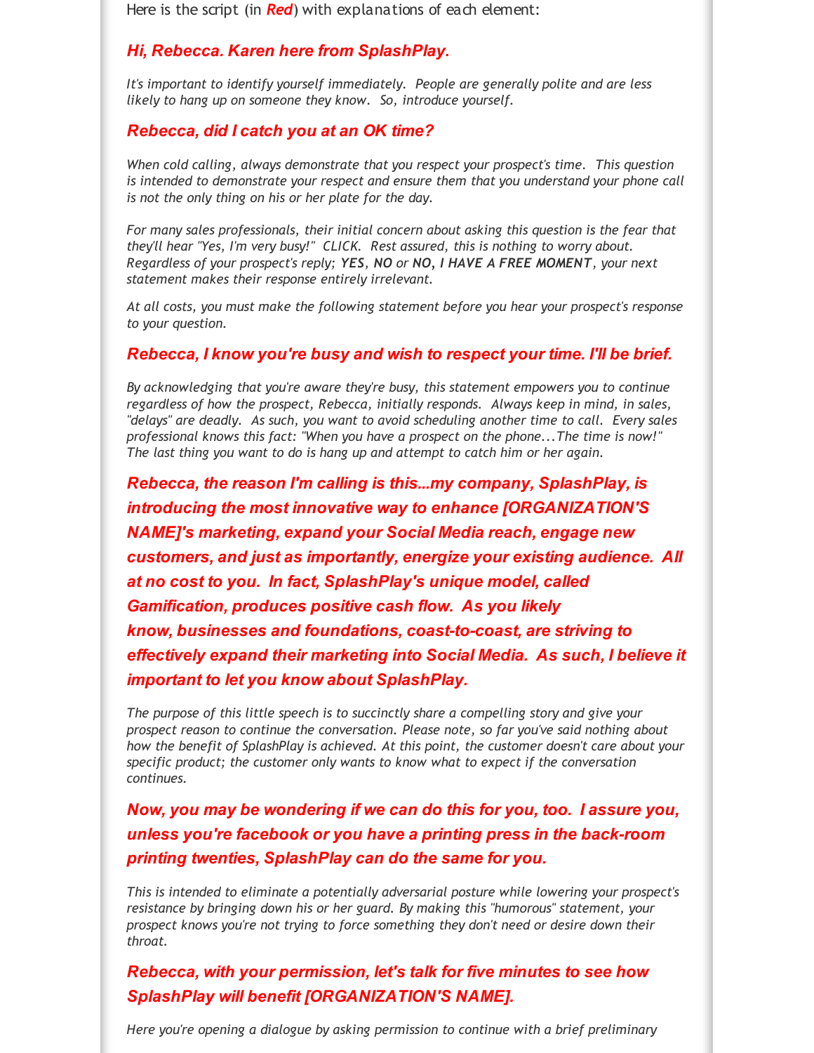Here is the script (in ***Red***) with explanations of each element:

***Hi, Rebecca. Karen here from SplashPlay.***

*It's important to identify yourself immediately. People are generally polite and are less likely to hang up on someone they know. So, introduce yourself.*

***Rebecca, did I catch you at an OK time?***

*When cold calling, always demonstrate that you respect your prospect's time. This question is intended to demonstrate your respect and ensure them that you understand your phone call is not the only thing on his or her plate for the day.*

*For many sales professionals, their initial concern about asking this question is the fear that they'll hear "Yes, I'm very busy!" CLICK. Rest assured, this is nothing to worry about. Regardless of your prospect's reply;* ***YES***, ***NO*** *or* ***NO, I HAVE A FREE MOMENT****, your next statement makes their response entirely irrelevant.*

*At all costs, you must make the following statement before you hear your prospect's response to your question.*

***Rebecca, I know you're busy and wish to respect your time. I'll be brief.***

*By acknowledging that you're aware they're busy, this statement empowers you to continue regardless of how the prospect, Rebecca, initially responds. Always keep in mind, in sales, "delays" are deadly. As such, you want to avoid scheduling another time to call. Every sales professional knows this fact: "When you have a prospect on the phone...The time is now!" The last thing you want to do is hang up and attempt to catch him or her again.*

***Rebecca, the reason I'm calling is this...my company, SplashPlay, is introducing the most innovative way to enhance [ORGANIZATION'S NAME]'s marketing, expand your Social Media reach, engage new customers, and just as importantly, energize your existing audience. All at no cost to you. In fact, SplashPlay's unique model, called Gamification, produces positive cash flow. As you likely know, businesses and foundations, coast-to-coast, are striving to effectively expand their marketing into Social Media. As such, I believe it important to let you know about SplashPlay.***

*The purpose of this little speech is to succinctly share a compelling story and give your prospect reason to continue the conversation. Please note, so far you've said nothing about how the benefit of SplashPlay is achieved. At this point, the customer doesn't care about your specific product; the customer only wants to know what to expect if the conversation continues.*

***Now, you may be wondering if we can do this for you, too. I assure you, unless you're facebook or you have a printing press in the back-room printing twenties, SplashPlay can do the same for you.***

*This is intended to eliminate a potentially adversarial posture while lowering your prospect's resistance by bringing down his or her guard. By making this "humorous" statement, your prospect knows you're not trying to force something they don't need or desire down their throat.*

***Rebecca, with your permission, let's talk for five minutes to see how SplashPlay will benefit [ORGANIZATION'S NAME].***

*Here you're opening a dialogue by asking permission to continue with a brief preliminary*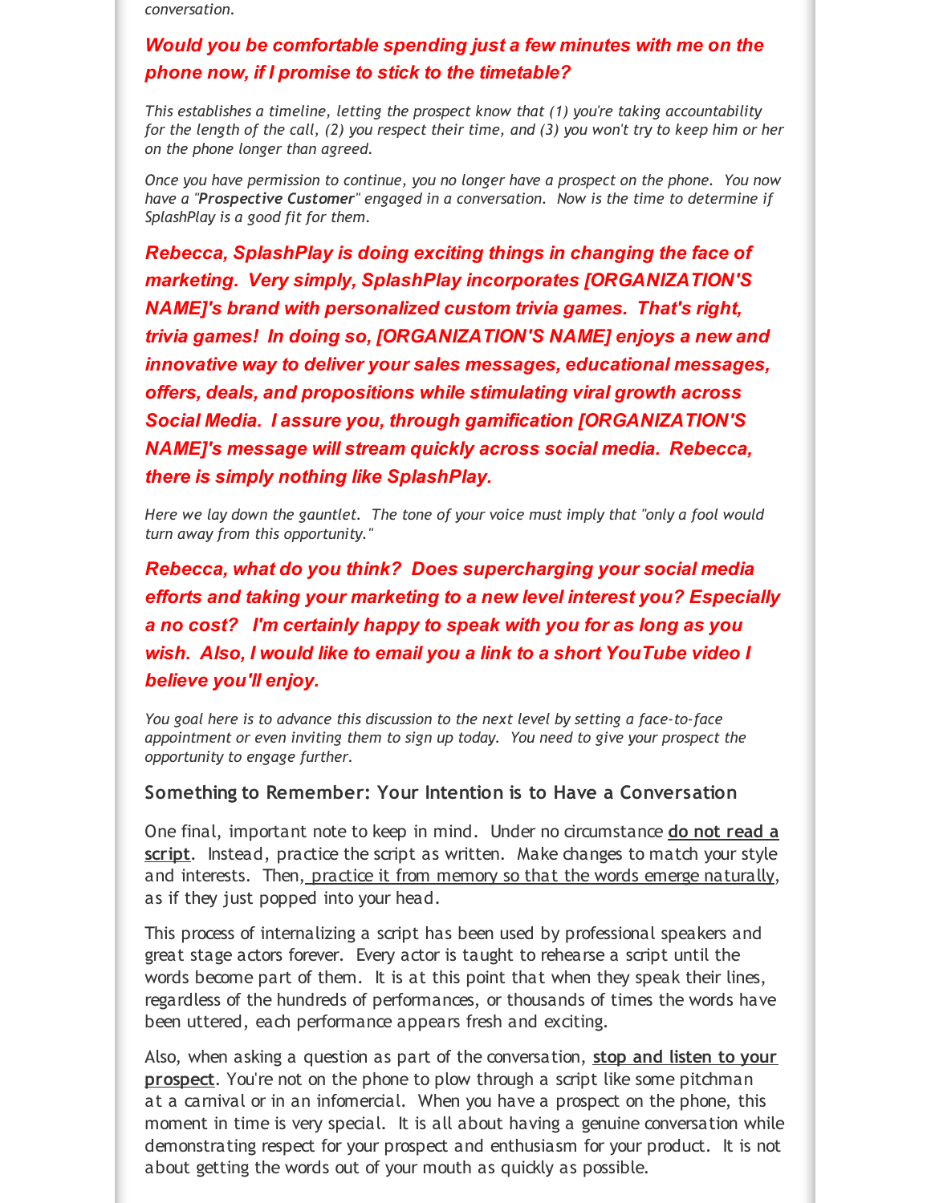*conversation.*

***Would you be comfortable spending just a few minutes with me on the phone now, if I promise to stick to the timetable?***

*This establishes a timeline, letting the prospect know that (1) you're taking accountability for the length of the call, (2) you respect their time, and (3) you won't try to keep him or her on the phone longer than agreed.*

*Once you have permission to continue, you no longer have a prospect on the phone. You now have a "**Prospective Customer**" engaged in a conversation. Now is the time to determine if SplashPlay is a good fit for them.*

***Rebecca, SplashPlay is doing exciting things in changing the face of marketing. Very simply, SplashPlay incorporates [ORGANIZATION'S NAME]'s brand with personalized custom trivia games. That's right, trivia games! In doing so, [ORGANIZATION'S NAME] enjoys a new and innovative way to deliver your sales messages, educational messages, offers, deals, and propositions while stimulating viral growth across Social Media. I assure you, through gamification [ORGANIZATION'S NAME]'s message will stream quickly across social media. Rebecca, there is simply nothing like SplashPlay.***

*Here we lay down the gauntlet. The tone of your voice must imply that "only a fool would turn away from this opportunity."*

***Rebecca, what do you think? Does supercharging your social media efforts and taking your marketing to a new level interest you? Especially a no cost? I'm certainly happy to speak with you for as long as you wish. Also, I would like to email you a link to a short YouTube video I believe you'll enjoy.***

*You goal here is to advance this discussion to the next level by setting a face-to-face appointment or even inviting them to sign up today. You need to give your prospect the opportunity to engage further.*

### Something to Remember: Your Intention is to Have a Conversation

One final, important note to keep in mind. Under no circumstance **do not read a script**. Instead, practice the script as written. Make changes to match your style and interests. Then, practice it from memory so that the words emerge naturally, as if they just popped into your head.

This process of internalizing a script has been used by professional speakers and great stage actors forever. Every actor is taught to rehearse a script until the words become part of them. It is at this point that when they speak their lines, regardless of the hundreds of performances, or thousands of times the words have been uttered, each performance appears fresh and exciting.

Also, when asking a question as part of the conversation, **stop and listen to your prospect**. You're not on the phone to plow through a script like some pitchman at a carnival or in an infomercial. When you have a prospect on the phone, this moment in time is very special. It is all about having a genuine conversation while demonstrating respect for your prospect and enthusiasm for your product. It is not about getting the words out of your mouth as quickly as possible.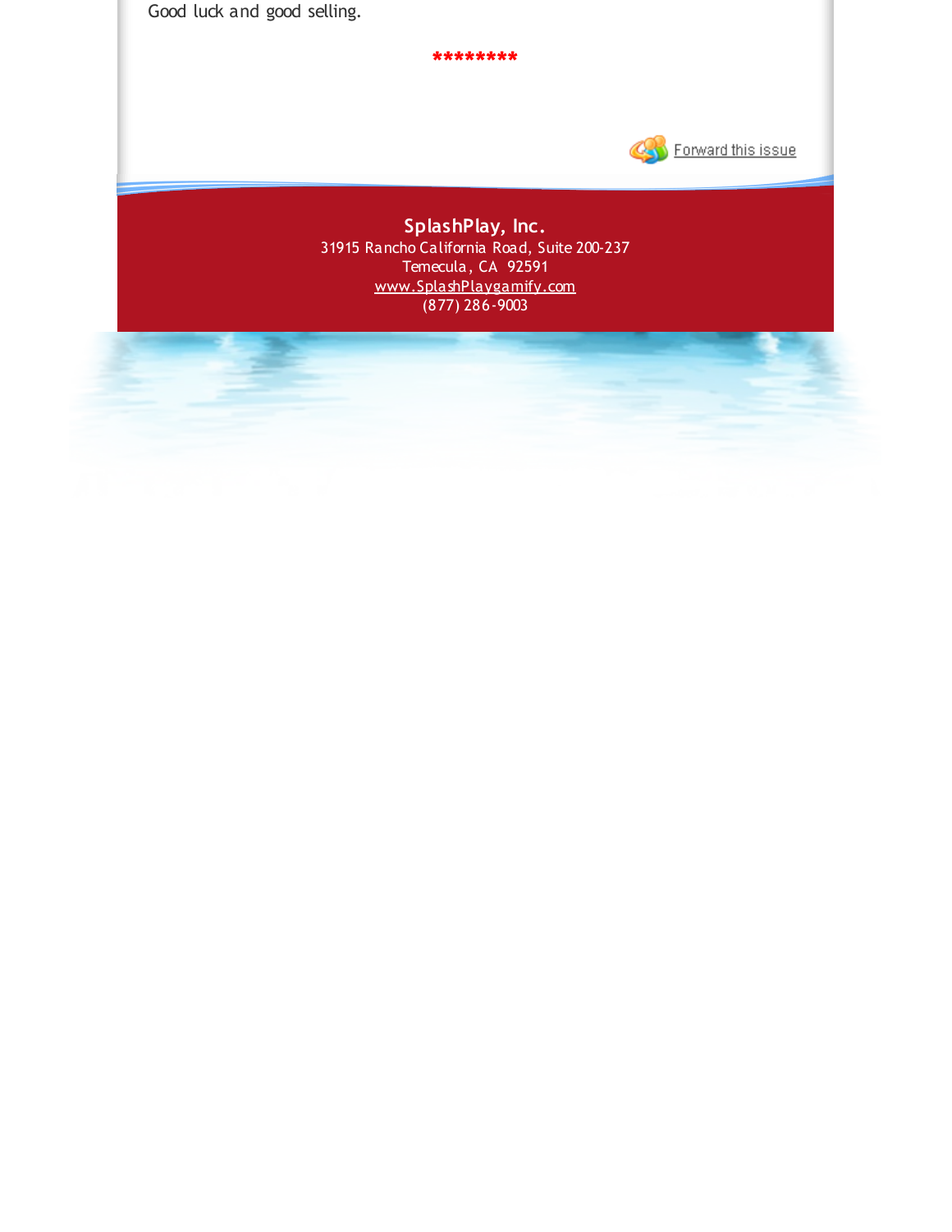Good luck and good selling.

********

Forward this issue

**SplashPlay, Inc.**
31915 Rancho California Road, Suite 200-237
Temecula, CA 92591
www.SplashPlaygamify.com
(877) 286-9003